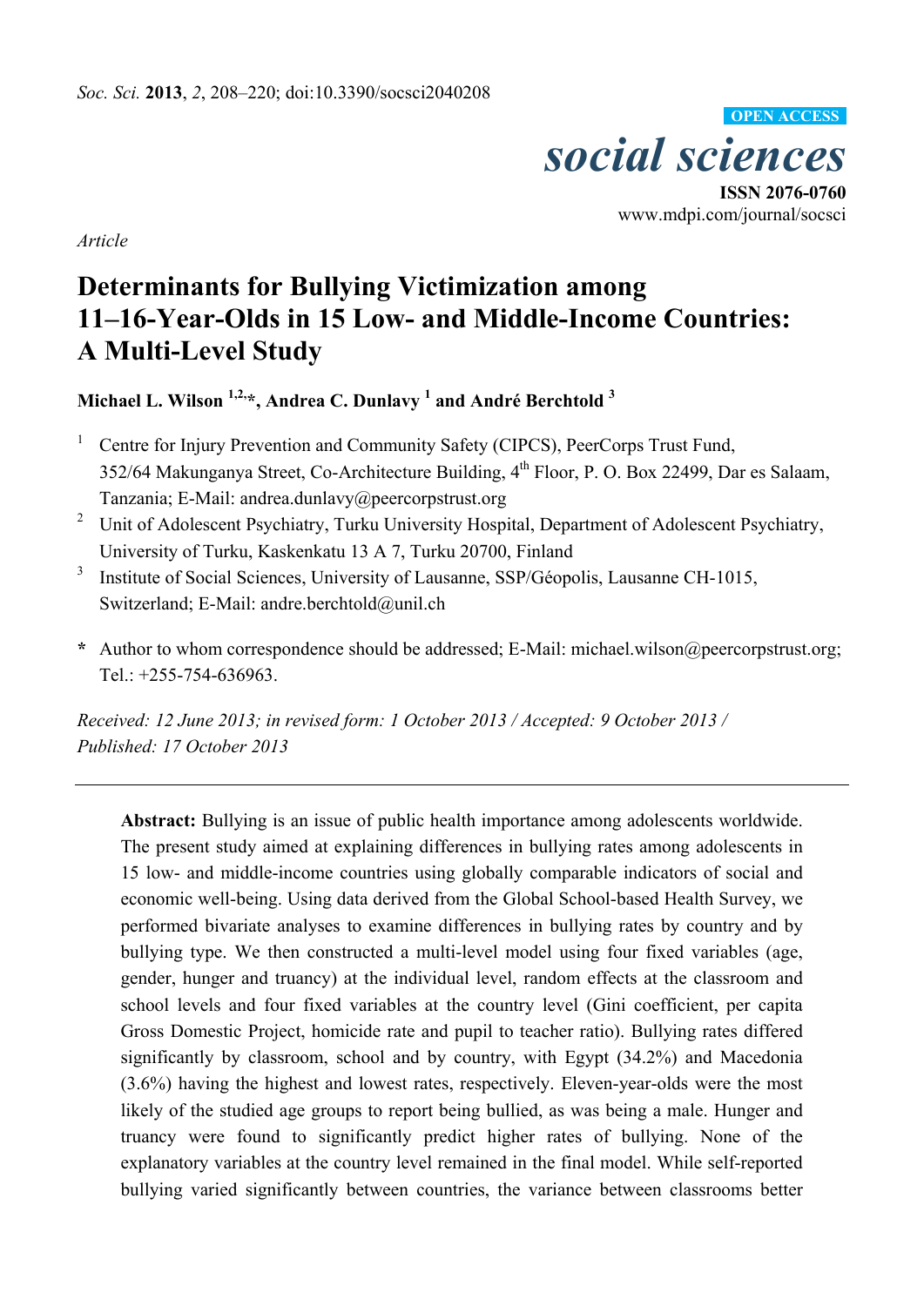*Soc. Sci.* **2013**, *2*, 208–220; doi:10.3390/socsci2040208

OPEN ACCESS

*social sciences*

**ISSN 2076-0760**
www.mdpi.com/journal/socsci

*Article*

# Determinants for Bullying Victimization among 11–16-Year-Olds in 15 Low- and Middle-Income Countries: A Multi-Level Study

**Michael L. Wilson [1,2,*], Andrea C. Dunlavy [1] and André Berchtold [3]**

1. Centre for Injury Prevention and Community Safety (CIPCS), PeerCorps Trust Fund, 352/64 Makunganya Street, Co-Architecture Building, 4th Floor, P. O. Box 22499, Dar es Salaam, Tanzania; E-Mail: andrea.dunlavy@peercorpstrust.org
2. Unit of Adolescent Psychiatry, Turku University Hospital, Department of Adolescent Psychiatry, University of Turku, Kaskenkatu 13 A 7, Turku 20700, Finland
3. Institute of Social Sciences, University of Lausanne, SSP/Géopolis, Lausanne CH-1015, Switzerland; E-Mail: andre.berchtold@unil.ch

**\*** Author to whom correspondence should be addressed; E-Mail: michael.wilson@peercorpstrust.org; Tel.: +255-754-636963.

*Received: 12 June 2013; in revised form: 1 October 2013 / Accepted: 9 October 2013 / Published: 17 October 2013*

---

**Abstract:** Bullying is an issue of public health importance among adolescents worldwide. The present study aimed at explaining differences in bullying rates among adolescents in 15 low- and middle-income countries using globally comparable indicators of social and economic well-being. Using data derived from the Global School-based Health Survey, we performed bivariate analyses to examine differences in bullying rates by country and by bullying type. We then constructed a multi-level model using four fixed variables (age, gender, hunger and truancy) at the individual level, random effects at the classroom and school levels and four fixed variables at the country level (Gini coefficient, per capita Gross Domestic Project, homicide rate and pupil to teacher ratio). Bullying rates differed significantly by classroom, school and by country, with Egypt (34.2%) and Macedonia (3.6%) having the highest and lowest rates, respectively. Eleven-year-olds were the most likely of the studied age groups to report being bullied, as was being a male. Hunger and truancy were found to significantly predict higher rates of bullying. None of the explanatory variables at the country level remained in the final model. While self-reported bullying varied significantly between countries, the variance between classrooms better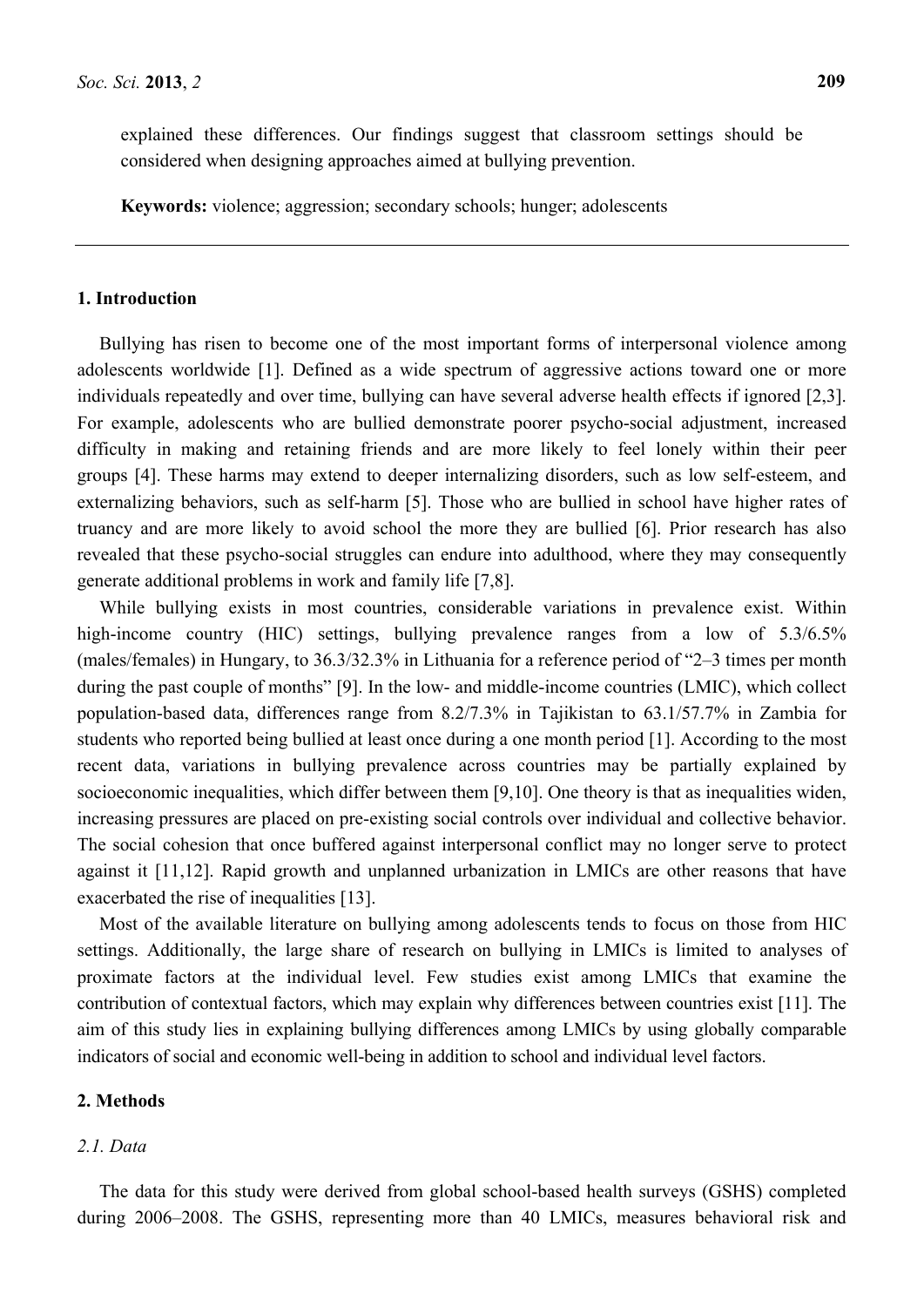explained these differences. Our findings suggest that classroom settings should be considered when designing approaches aimed at bullying prevention.

**Keywords:** violence; aggression; secondary schools; hunger; adolescents

## 1. Introduction

Bullying has risen to become one of the most important forms of interpersonal violence among adolescents worldwide [1]. Defined as a wide spectrum of aggressive actions toward one or more individuals repeatedly and over time, bullying can have several adverse health effects if ignored [2,3]. For example, adolescents who are bullied demonstrate poorer psycho-social adjustment, increased difficulty in making and retaining friends and are more likely to feel lonely within their peer groups [4]. These harms may extend to deeper internalizing disorders, such as low self-esteem, and externalizing behaviors, such as self-harm [5]. Those who are bullied in school have higher rates of truancy and are more likely to avoid school the more they are bullied [6]. Prior research has also revealed that these psycho-social struggles can endure into adulthood, where they may consequently generate additional problems in work and family life [7,8].

While bullying exists in most countries, considerable variations in prevalence exist. Within high-income country (HIC) settings, bullying prevalence ranges from a low of 5.3/6.5% (males/females) in Hungary, to 36.3/32.3% in Lithuania for a reference period of "2–3 times per month during the past couple of months" [9]. In the low- and middle-income countries (LMIC), which collect population-based data, differences range from 8.2/7.3% in Tajikistan to 63.1/57.7% in Zambia for students who reported being bullied at least once during a one month period [1]. According to the most recent data, variations in bullying prevalence across countries may be partially explained by socioeconomic inequalities, which differ between them [9,10]. One theory is that as inequalities widen, increasing pressures are placed on pre-existing social controls over individual and collective behavior. The social cohesion that once buffered against interpersonal conflict may no longer serve to protect against it [11,12]. Rapid growth and unplanned urbanization in LMICs are other reasons that have exacerbated the rise of inequalities [13].

Most of the available literature on bullying among adolescents tends to focus on those from HIC settings. Additionally, the large share of research on bullying in LMICs is limited to analyses of proximate factors at the individual level. Few studies exist among LMICs that examine the contribution of contextual factors, which may explain why differences between countries exist [11]. The aim of this study lies in explaining bullying differences among LMICs by using globally comparable indicators of social and economic well-being in addition to school and individual level factors.

## 2. Methods

### *2.1. Data*

The data for this study were derived from global school-based health surveys (GSHS) completed during 2006–2008. The GSHS, representing more than 40 LMICs, measures behavioral risk and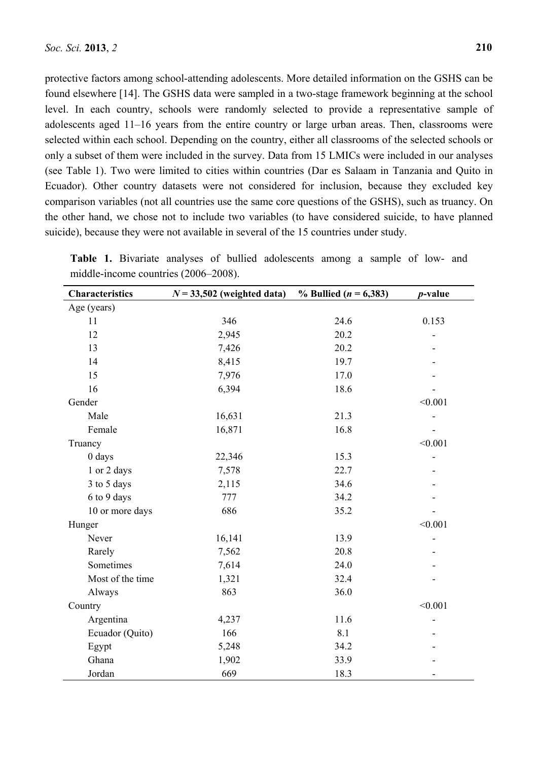protective factors among school-attending adolescents. More detailed information on the GSHS can be found elsewhere [14]. The GSHS data were sampled in a two-stage framework beginning at the school level. In each country, schools were randomly selected to provide a representative sample of adolescents aged 11–16 years from the entire country or large urban areas. Then, classrooms were selected within each school. Depending on the country, either all classrooms of the selected schools or only a subset of them were included in the survey. Data from 15 LMICs were included in our analyses (see Table 1). Two were limited to cities within countries (Dar es Salaam in Tanzania and Quito in Ecuador). Other country datasets were not considered for inclusion, because they excluded key comparison variables (not all countries use the same core questions of the GSHS), such as truancy. On the other hand, we chose not to include two variables (to have considered suicide, to have planned suicide), because they were not available in several of the 15 countries under study.

**Table 1.** Bivariate analyses of bullied adolescents among a sample of low- and middle-income countries (2006–2008).

| Characteristics | *N* = 33,502 (weighted data) | % Bullied (*n* = 6,383) | *p*-value |
|---|---|---|---|
| Age (years) | | | |
| 11 | 346 | 24.6 | 0.153 |
| 12 | 2,945 | 20.2 | - |
| 13 | 7,426 | 20.2 | - |
| 14 | 8,415 | 19.7 | - |
| 15 | 7,976 | 17.0 | - |
| 16 | 6,394 | 18.6 | - |
| Gender | | | <0.001 |
| Male | 16,631 | 21.3 | - |
| Female | 16,871 | 16.8 | - |
| Truancy | | | <0.001 |
| 0 days | 22,346 | 15.3 | - |
| 1 or 2 days | 7,578 | 22.7 | - |
| 3 to 5 days | 2,115 | 34.6 | - |
| 6 to 9 days | 777 | 34.2 | - |
| 10 or more days | 686 | 35.2 | - |
| Hunger | | | <0.001 |
| Never | 16,141 | 13.9 | - |
| Rarely | 7,562 | 20.8 | - |
| Sometimes | 7,614 | 24.0 | - |
| Most of the time | 1,321 | 32.4 | - |
| Always | 863 | 36.0 | |
| Country | | | <0.001 |
| Argentina | 4,237 | 11.6 | - |
| Ecuador (Quito) | 166 | 8.1 | - |
| Egypt | 5,248 | 34.2 | - |
| Ghana | 1,902 | 33.9 | - |
| Jordan | 669 | 18.3 | - |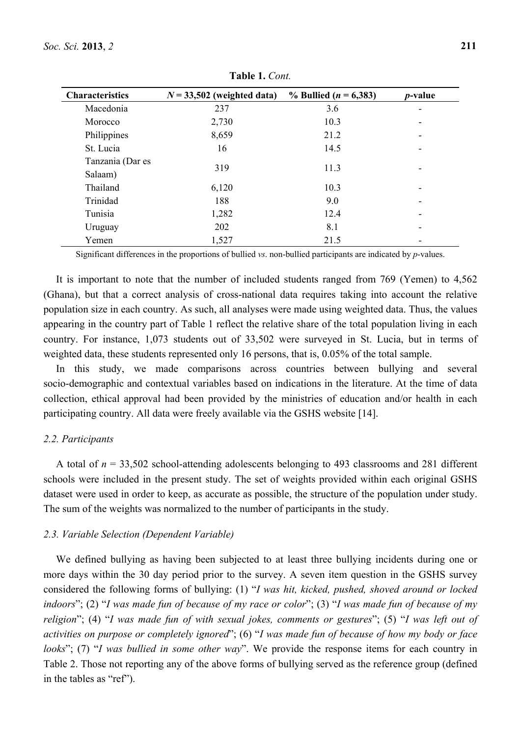**Table 1.** *Cont.*

| Characteristics | $N$ = 33,502 (weighted data) | % Bullied ($n$ = 6,383) | $p$-value |
| --- | --- | --- | --- |
| Macedonia | 237 | 3.6 | - |
| Morocco | 2,730 | 10.3 | - |
| Philippines | 8,659 | 21.2 | - |
| St. Lucia | 16 | 14.5 | - |
| Tanzania (Dar es Salaam) | 319 | 11.3 | - |
| Thailand | 6,120 | 10.3 | - |
| Trinidad | 188 | 9.0 | - |
| Tunisia | 1,282 | 12.4 | - |
| Uruguay | 202 | 8.1 | - |
| Yemen | 1,527 | 21.5 | - |

Significant differences in the proportions of bullied *vs*. non-bullied participants are indicated by *p*-values.

It is important to note that the number of included students ranged from 769 (Yemen) to 4,562 (Ghana), but that a correct analysis of cross-national data requires taking into account the relative population size in each country. As such, all analyses were made using weighted data. Thus, the values appearing in the country part of Table 1 reflect the relative share of the total population living in each country. For instance, 1,073 students out of 33,502 were surveyed in St. Lucia, but in terms of weighted data, these students represented only 16 persons, that is, 0.05% of the total sample.

In this study, we made comparisons across countries between bullying and several socio-demographic and contextual variables based on indications in the literature. At the time of data collection, ethical approval had been provided by the ministries of education and/or health in each participating country. All data were freely available via the GSHS website [14].

### *2.2. Participants*

A total of $n$ = 33,502 school-attending adolescents belonging to 493 classrooms and 281 different schools were included in the present study. The set of weights provided within each original GSHS dataset were used in order to keep, as accurate as possible, the structure of the population under study. The sum of the weights was normalized to the number of participants in the study.

### *2.3. Variable Selection (Dependent Variable)*

We defined bullying as having been subjected to at least three bullying incidents during one or more days within the 30 day period prior to the survey. A seven item question in the GSHS survey considered the following forms of bullying: (1) "*I was hit, kicked, pushed, shoved around or locked indoors*"; (2) "*I was made fun of because of my race or color*"; (3) "*I was made fun of because of my religion*"; (4) "*I was made fun of with sexual jokes, comments or gestures*"; (5) "*I was left out of activities on purpose or completely ignored*"; (6) "*I was made fun of because of how my body or face looks*"; (7) "*I was bullied in some other way*". We provide the response items for each country in Table 2. Those not reporting any of the above forms of bullying served as the reference group (defined in the tables as "ref").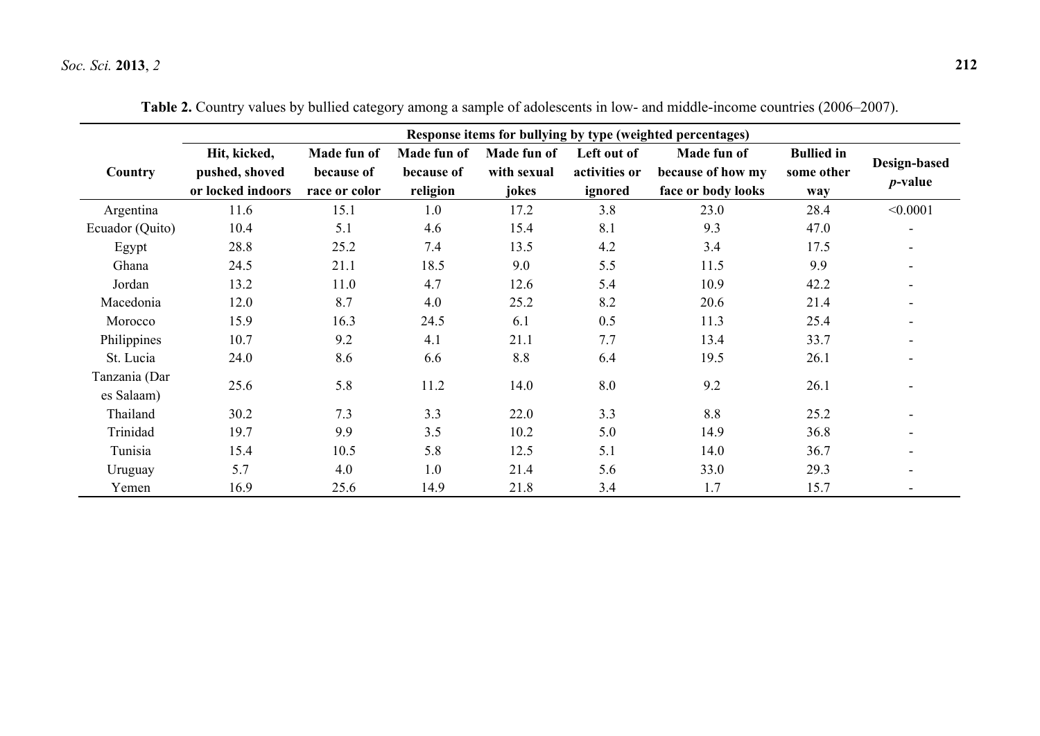**Table 2.** Country values by bullied category among a sample of adolescents in low- and middle-income countries (2006–2007).

| Country | Response items for bullying by type (weighted percentages) | | | | | | | |
|---|---|---|---|---|---|---|---|---|
| | Hit, kicked, pushed, shoved or locked indoors | Made fun of because of race or color | Made fun of because of religion | Made fun of with sexual jokes | Left out of activities or ignored | Made fun of because of how my face or body looks | Bullied in some other way | Design-based *p*-value |
| Argentina | 11.6 | 15.1 | 1.0 | 17.2 | 3.8 | 23.0 | 28.4 | <0.0001 |
| Ecuador (Quito) | 10.4 | 5.1 | 4.6 | 15.4 | 8.1 | 9.3 | 47.0 | - |
| Egypt | 28.8 | 25.2 | 7.4 | 13.5 | 4.2 | 3.4 | 17.5 | - |
| Ghana | 24.5 | 21.1 | 18.5 | 9.0 | 5.5 | 11.5 | 9.9 | - |
| Jordan | 13.2 | 11.0 | 4.7 | 12.6 | 5.4 | 10.9 | 42.2 | - |
| Macedonia | 12.0 | 8.7 | 4.0 | 25.2 | 8.2 | 20.6 | 21.4 | - |
| Morocco | 15.9 | 16.3 | 24.5 | 6.1 | 0.5 | 11.3 | 25.4 | - |
| Philippines | 10.7 | 9.2 | 4.1 | 21.1 | 7.7 | 13.4 | 33.7 | - |
| St. Lucia | 24.0 | 8.6 | 6.6 | 8.8 | 6.4 | 19.5 | 26.1 | - |
| Tanzania (Dar es Salaam) | 25.6 | 5.8 | 11.2 | 14.0 | 8.0 | 9.2 | 26.1 | - |
| Thailand | 30.2 | 7.3 | 3.3 | 22.0 | 3.3 | 8.8 | 25.2 | - |
| Trinidad | 19.7 | 9.9 | 3.5 | 10.2 | 5.0 | 14.9 | 36.8 | - |
| Tunisia | 15.4 | 10.5 | 5.8 | 12.5 | 5.1 | 14.0 | 36.7 | - |
| Uruguay | 5.7 | 4.0 | 1.0 | 21.4 | 5.6 | 33.0 | 29.3 | - |
| Yemen | 16.9 | 25.6 | 14.9 | 21.8 | 3.4 | 1.7 | 15.7 | - |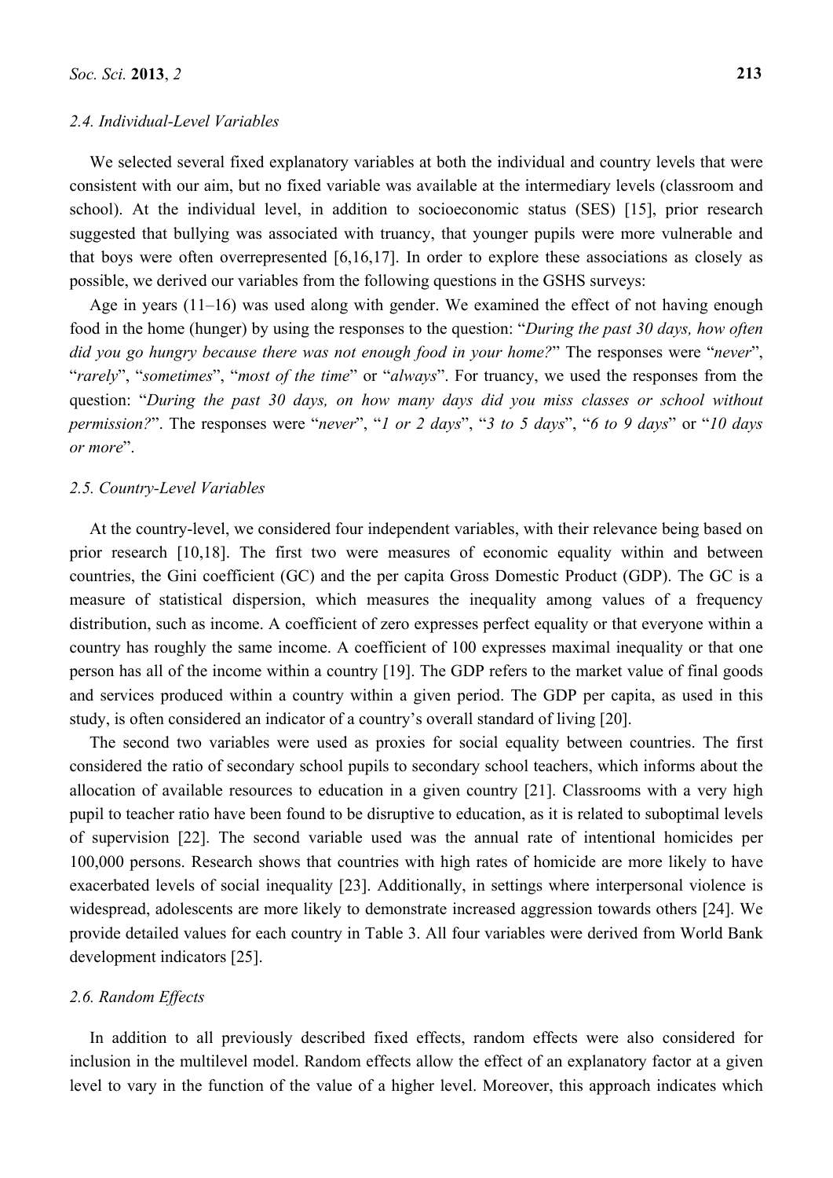### 2.4. Individual-Level Variables

We selected several fixed explanatory variables at both the individual and country levels that were consistent with our aim, but no fixed variable was available at the intermediary levels (classroom and school). At the individual level, in addition to socioeconomic status (SES) [15], prior research suggested that bullying was associated with truancy, that younger pupils were more vulnerable and that boys were often overrepresented [6,16,17]. In order to explore these associations as closely as possible, we derived our variables from the following questions in the GSHS surveys:

Age in years (11–16) was used along with gender. We examined the effect of not having enough food in the home (hunger) by using the responses to the question: "*During the past 30 days, how often did you go hungry because there was not enough food in your home?*" The responses were "*never*", "*rarely*", "*sometimes*", "*most of the time*" or "*always*". For truancy, we used the responses from the question: "*During the past 30 days, on how many days did you miss classes or school without permission?*". The responses were "*never*", "*1 or 2 days*", "*3 to 5 days*", "*6 to 9 days*" or "*10 days or more*".

### 2.5. Country-Level Variables

At the country-level, we considered four independent variables, with their relevance being based on prior research [10,18]. The first two were measures of economic equality within and between countries, the Gini coefficient (GC) and the per capita Gross Domestic Product (GDP). The GC is a measure of statistical dispersion, which measures the inequality among values of a frequency distribution, such as income. A coefficient of zero expresses perfect equality or that everyone within a country has roughly the same income. A coefficient of 100 expresses maximal inequality or that one person has all of the income within a country [19]. The GDP refers to the market value of final goods and services produced within a country within a given period. The GDP per capita, as used in this study, is often considered an indicator of a country's overall standard of living [20].

The second two variables were used as proxies for social equality between countries. The first considered the ratio of secondary school pupils to secondary school teachers, which informs about the allocation of available resources to education in a given country [21]. Classrooms with a very high pupil to teacher ratio have been found to be disruptive to education, as it is related to suboptimal levels of supervision [22]. The second variable used was the annual rate of intentional homicides per 100,000 persons. Research shows that countries with high rates of homicide are more likely to have exacerbated levels of social inequality [23]. Additionally, in settings where interpersonal violence is widespread, adolescents are more likely to demonstrate increased aggression towards others [24]. We provide detailed values for each country in Table 3. All four variables were derived from World Bank development indicators [25].

### 2.6. Random Effects

In addition to all previously described fixed effects, random effects were also considered for inclusion in the multilevel model. Random effects allow the effect of an explanatory factor at a given level to vary in the function of the value of a higher level. Moreover, this approach indicates which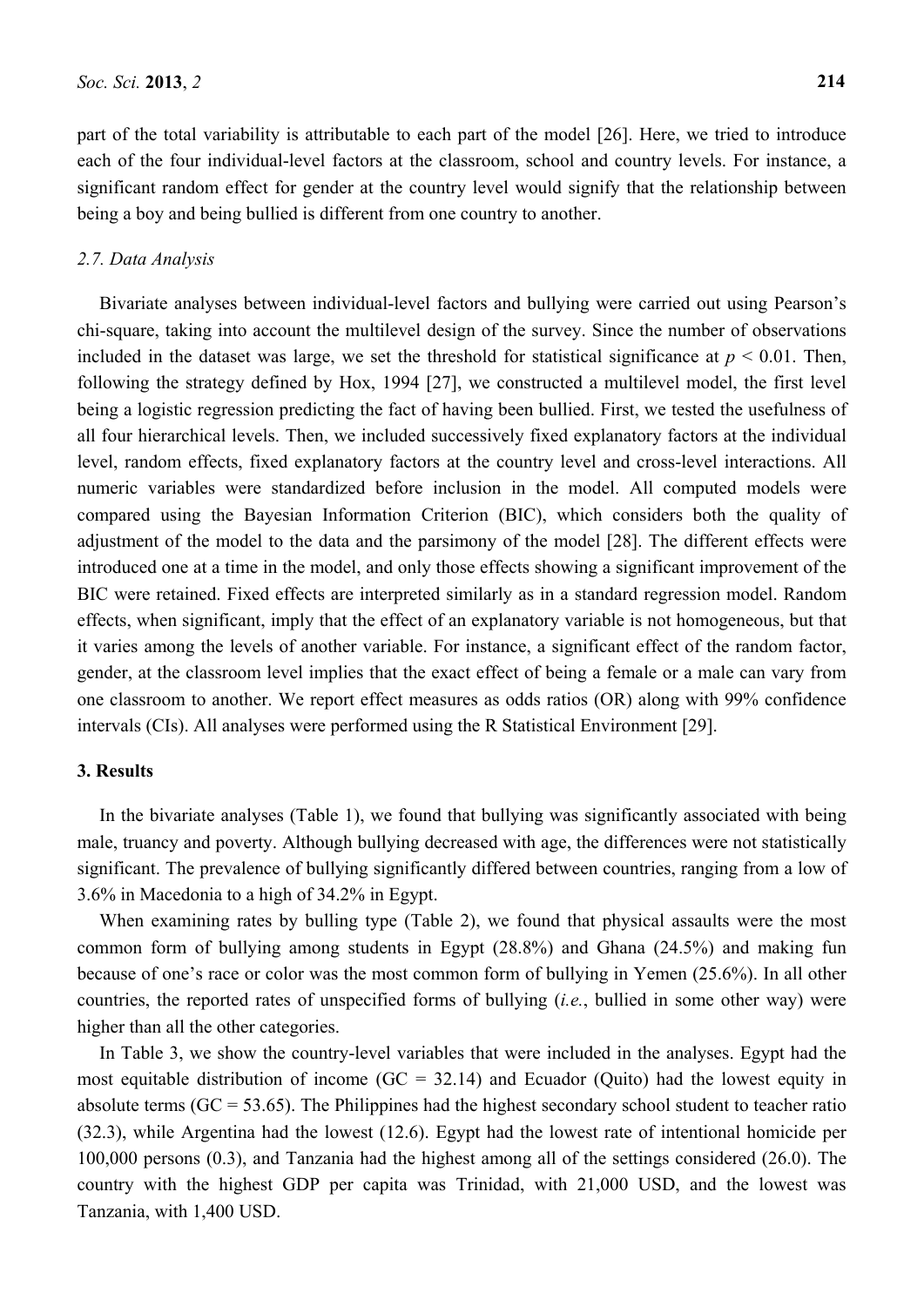part of the total variability is attributable to each part of the model [26]. Here, we tried to introduce each of the four individual-level factors at the classroom, school and country levels. For instance, a significant random effect for gender at the country level would signify that the relationship between being a boy and being bullied is different from one country to another.

### *2.7. Data Analysis*

Bivariate analyses between individual-level factors and bullying were carried out using Pearson's chi-square, taking into account the multilevel design of the survey. Since the number of observations included in the dataset was large, we set the threshold for statistical significance at $p < 0.01$. Then, following the strategy defined by Hox, 1994 [27], we constructed a multilevel model, the first level being a logistic regression predicting the fact of having been bullied. First, we tested the usefulness of all four hierarchical levels. Then, we included successively fixed explanatory factors at the individual level, random effects, fixed explanatory factors at the country level and cross-level interactions. All numeric variables were standardized before inclusion in the model. All computed models were compared using the Bayesian Information Criterion (BIC), which considers both the quality of adjustment of the model to the data and the parsimony of the model [28]. The different effects were introduced one at a time in the model, and only those effects showing a significant improvement of the BIC were retained. Fixed effects are interpreted similarly as in a standard regression model. Random effects, when significant, imply that the effect of an explanatory variable is not homogeneous, but that it varies among the levels of another variable. For instance, a significant effect of the random factor, gender, at the classroom level implies that the exact effect of being a female or a male can vary from one classroom to another. We report effect measures as odds ratios (OR) along with 99% confidence intervals (CIs). All analyses were performed using the R Statistical Environment [29].

## **3. Results**

In the bivariate analyses (Table 1), we found that bullying was significantly associated with being male, truancy and poverty. Although bullying decreased with age, the differences were not statistically significant. The prevalence of bullying significantly differed between countries, ranging from a low of 3.6% in Macedonia to a high of 34.2% in Egypt.

When examining rates by bulling type (Table 2), we found that physical assaults were the most common form of bullying among students in Egypt (28.8%) and Ghana (24.5%) and making fun because of one's race or color was the most common form of bullying in Yemen (25.6%). In all other countries, the reported rates of unspecified forms of bullying (*i.e.*, bullied in some other way) were higher than all the other categories.

In Table 3, we show the country-level variables that were included in the analyses. Egypt had the most equitable distribution of income (GC = 32.14) and Ecuador (Quito) had the lowest equity in absolute terms (GC = 53.65). The Philippines had the highest secondary school student to teacher ratio (32.3), while Argentina had the lowest (12.6). Egypt had the lowest rate of intentional homicide per 100,000 persons (0.3), and Tanzania had the highest among all of the settings considered (26.0). The country with the highest GDP per capita was Trinidad, with 21,000 USD, and the lowest was Tanzania, with 1,400 USD.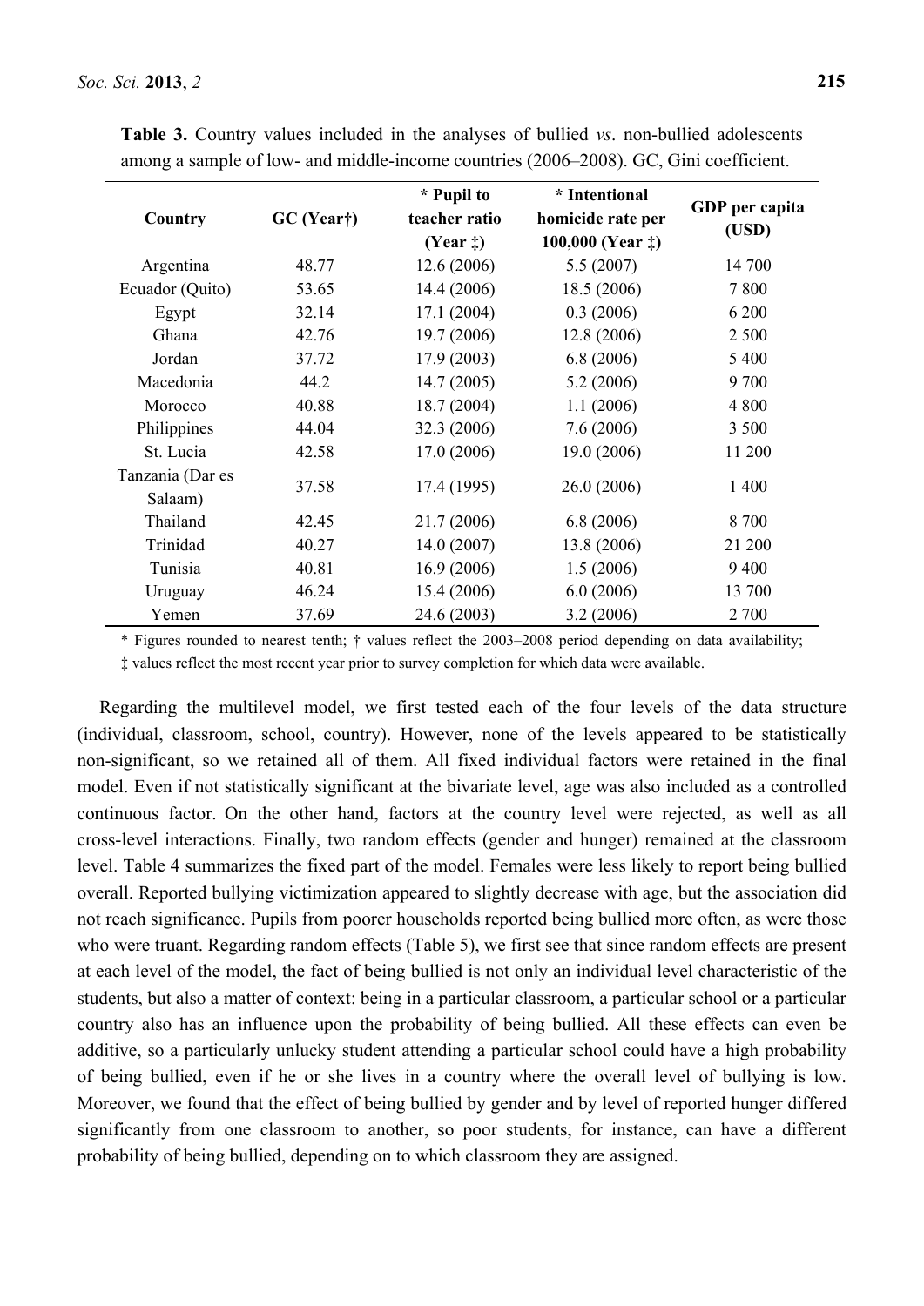**Table 3.** Country values included in the analyses of bullied *vs*. non-bullied adolescents among a sample of low- and middle-income countries (2006–2008). GC, Gini coefficient.

| Country | GC (Year†) | * Pupil to teacher ratio (Year ‡) | * Intentional homicide rate per 100,000 (Year ‡) | GDP per capita (USD) |
|---|---|---|---|---|
| Argentina | 48.77 | 12.6 (2006) | 5.5 (2007) | 14 700 |
| Ecuador (Quito) | 53.65 | 14.4 (2006) | 18.5 (2006) | 7 800 |
| Egypt | 32.14 | 17.1 (2004) | 0.3 (2006) | 6 200 |
| Ghana | 42.76 | 19.7 (2006) | 12.8 (2006) | 2 500 |
| Jordan | 37.72 | 17.9 (2003) | 6.8 (2006) | 5 400 |
| Macedonia | 44.2 | 14.7 (2005) | 5.2 (2006) | 9 700 |
| Morocco | 40.88 | 18.7 (2004) | 1.1 (2006) | 4 800 |
| Philippines | 44.04 | 32.3 (2006) | 7.6 (2006) | 3 500 |
| St. Lucia | 42.58 | 17.0 (2006) | 19.0 (2006) | 11 200 |
| Tanzania (Dar es Salaam) | 37.58 | 17.4 (1995) | 26.0 (2006) | 1 400 |
| Thailand | 42.45 | 21.7 (2006) | 6.8 (2006) | 8 700 |
| Trinidad | 40.27 | 14.0 (2007) | 13.8 (2006) | 21 200 |
| Tunisia | 40.81 | 16.9 (2006) | 1.5 (2006) | 9 400 |
| Uruguay | 46.24 | 15.4 (2006) | 6.0 (2006) | 13 700 |
| Yemen | 37.69 | 24.6 (2003) | 3.2 (2006) | 2 700 |

* Figures rounded to nearest tenth; † values reflect the 2003–2008 period depending on data availability; ‡ values reflect the most recent year prior to survey completion for which data were available.

Regarding the multilevel model, we first tested each of the four levels of the data structure (individual, classroom, school, country). However, none of the levels appeared to be statistically non-significant, so we retained all of them. All fixed individual factors were retained in the final model. Even if not statistically significant at the bivariate level, age was also included as a controlled continuous factor. On the other hand, factors at the country level were rejected, as well as all cross-level interactions. Finally, two random effects (gender and hunger) remained at the classroom level. Table 4 summarizes the fixed part of the model. Females were less likely to report being bullied overall. Reported bullying victimization appeared to slightly decrease with age, but the association did not reach significance. Pupils from poorer households reported being bullied more often, as were those who were truant. Regarding random effects (Table 5), we first see that since random effects are present at each level of the model, the fact of being bullied is not only an individual level characteristic of the students, but also a matter of context: being in a particular classroom, a particular school or a particular country also has an influence upon the probability of being bullied. All these effects can even be additive, so a particularly unlucky student attending a particular school could have a high probability of being bullied, even if he or she lives in a country where the overall level of bullying is low. Moreover, we found that the effect of being bullied by gender and by level of reported hunger differed significantly from one classroom to another, so poor students, for instance, can have a different probability of being bullied, depending on to which classroom they are assigned.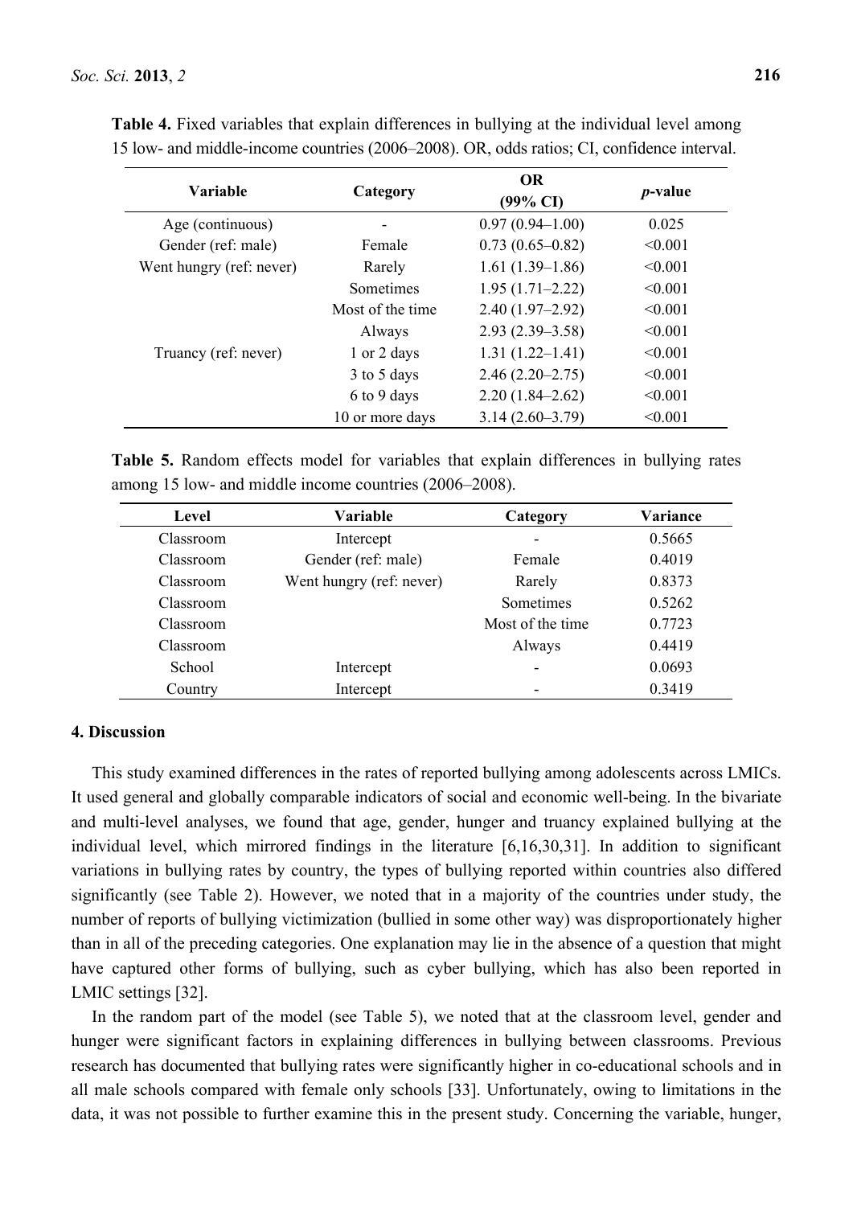**Table 4.** Fixed variables that explain differences in bullying at the individual level among 15 low- and middle-income countries (2006–2008). OR, odds ratios; CI, confidence interval.

| Variable | Category | OR (99% CI) | *p*-value |
|---|---|---|---|
| Age (continuous) | - | 0.97 (0.94–1.00) | 0.025 |
| Gender (ref: male) | Female | 0.73 (0.65–0.82) | <0.001 |
| Went hungry (ref: never) | Rarely | 1.61 (1.39–1.86) | <0.001 |
| | Sometimes | 1.95 (1.71–2.22) | <0.001 |
| | Most of the time | 2.40 (1.97–2.92) | <0.001 |
| | Always | 2.93 (2.39–3.58) | <0.001 |
| Truancy (ref: never) | 1 or 2 days | 1.31 (1.22–1.41) | <0.001 |
| | 3 to 5 days | 2.46 (2.20–2.75) | <0.001 |
| | 6 to 9 days | 2.20 (1.84–2.62) | <0.001 |
| | 10 or more days | 3.14 (2.60–3.79) | <0.001 |

**Table 5.** Random effects model for variables that explain differences in bullying rates among 15 low- and middle income countries (2006–2008).

| Level | Variable | Category | Variance |
|---|---|---|---|
| Classroom | Intercept | - | 0.5665 |
| Classroom | Gender (ref: male) | Female | 0.4019 |
| Classroom | Went hungry (ref: never) | Rarely | 0.8373 |
| Classroom | | Sometimes | 0.5262 |
| Classroom | | Most of the time | 0.7723 |
| Classroom | | Always | 0.4419 |
| School | Intercept | - | 0.0693 |
| Country | Intercept | - | 0.3419 |

## 4. Discussion

This study examined differences in the rates of reported bullying among adolescents across LMICs. It used general and globally comparable indicators of social and economic well-being. In the bivariate and multi-level analyses, we found that age, gender, hunger and truancy explained bullying at the individual level, which mirrored findings in the literature [6,16,30,31]. In addition to significant variations in bullying rates by country, the types of bullying reported within countries also differed significantly (see Table 2). However, we noted that in a majority of the countries under study, the number of reports of bullying victimization (bullied in some other way) was disproportionately higher than in all of the preceding categories. One explanation may lie in the absence of a question that might have captured other forms of bullying, such as cyber bullying, which has also been reported in LMIC settings [32].

In the random part of the model (see Table 5), we noted that at the classroom level, gender and hunger were significant factors in explaining differences in bullying between classrooms. Previous research has documented that bullying rates were significantly higher in co-educational schools and in all male schools compared with female only schools [33]. Unfortunately, owing to limitations in the data, it was not possible to further examine this in the present study. Concerning the variable, hunger,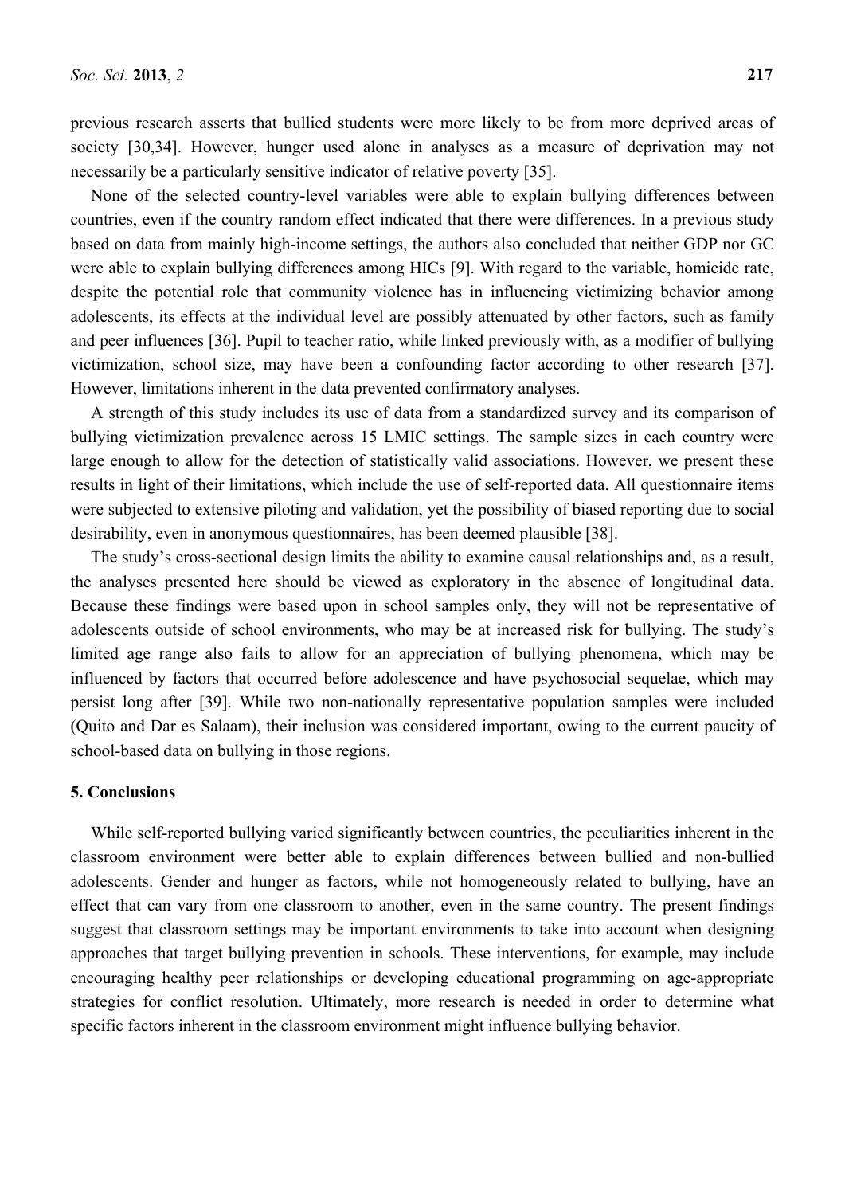previous research asserts that bullied students were more likely to be from more deprived areas of society [30,34]. However, hunger used alone in analyses as a measure of deprivation may not necessarily be a particularly sensitive indicator of relative poverty [35].

None of the selected country-level variables were able to explain bullying differences between countries, even if the country random effect indicated that there were differences. In a previous study based on data from mainly high-income settings, the authors also concluded that neither GDP nor GC were able to explain bullying differences among HICs [9]. With regard to the variable, homicide rate, despite the potential role that community violence has in influencing victimizing behavior among adolescents, its effects at the individual level are possibly attenuated by other factors, such as family and peer influences [36]. Pupil to teacher ratio, while linked previously with, as a modifier of bullying victimization, school size, may have been a confounding factor according to other research [37]. However, limitations inherent in the data prevented confirmatory analyses.

A strength of this study includes its use of data from a standardized survey and its comparison of bullying victimization prevalence across 15 LMIC settings. The sample sizes in each country were large enough to allow for the detection of statistically valid associations. However, we present these results in light of their limitations, which include the use of self-reported data. All questionnaire items were subjected to extensive piloting and validation, yet the possibility of biased reporting due to social desirability, even in anonymous questionnaires, has been deemed plausible [38].

The study's cross-sectional design limits the ability to examine causal relationships and, as a result, the analyses presented here should be viewed as exploratory in the absence of longitudinal data. Because these findings were based upon in school samples only, they will not be representative of adolescents outside of school environments, who may be at increased risk for bullying. The study's limited age range also fails to allow for an appreciation of bullying phenomena, which may be influenced by factors that occurred before adolescence and have psychosocial sequelae, which may persist long after [39]. While two non-nationally representative population samples were included (Quito and Dar es Salaam), their inclusion was considered important, owing to the current paucity of school-based data on bullying in those regions.

## 5. Conclusions

While self-reported bullying varied significantly between countries, the peculiarities inherent in the classroom environment were better able to explain differences between bullied and non-bullied adolescents. Gender and hunger as factors, while not homogeneously related to bullying, have an effect that can vary from one classroom to another, even in the same country. The present findings suggest that classroom settings may be important environments to take into account when designing approaches that target bullying prevention in schools. These interventions, for example, may include encouraging healthy peer relationships or developing educational programming on age-appropriate strategies for conflict resolution. Ultimately, more research is needed in order to determine what specific factors inherent in the classroom environment might influence bullying behavior.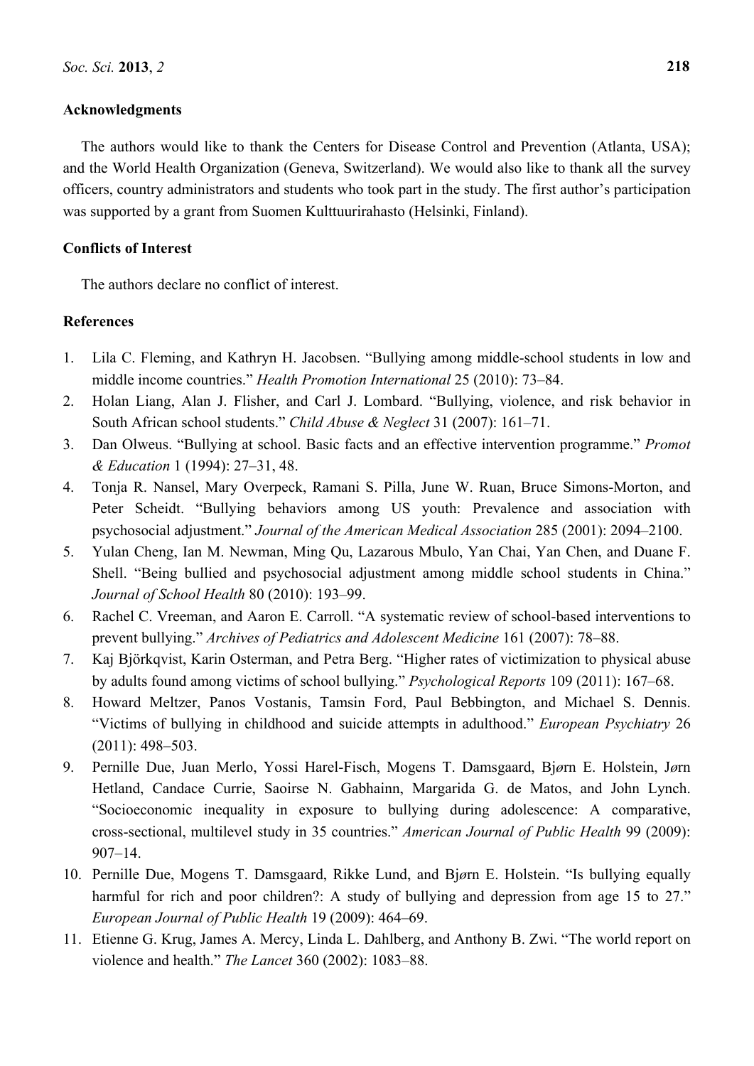**Acknowledgments**

The authors would like to thank the Centers for Disease Control and Prevention (Atlanta, USA); and the World Health Organization (Geneva, Switzerland). We would also like to thank all the survey officers, country administrators and students who took part in the study. The first author's participation was supported by a grant from Suomen Kulttuurirahasto (Helsinki, Finland).

**Conflicts of Interest**

The authors declare no conflict of interest.

**References**

1. Lila C. Fleming, and Kathryn H. Jacobsen. "Bullying among middle-school students in low and middle income countries." *Health Promotion International* 25 (2010): 73–84.
2. Holan Liang, Alan J. Flisher, and Carl J. Lombard. "Bullying, violence, and risk behavior in South African school students." *Child Abuse & Neglect* 31 (2007): 161–71.
3. Dan Olweus. "Bullying at school. Basic facts and an effective intervention programme." *Promot & Education* 1 (1994): 27–31, 48.
4. Tonja R. Nansel, Mary Overpeck, Ramani S. Pilla, June W. Ruan, Bruce Simons-Morton, and Peter Scheidt. "Bullying behaviors among US youth: Prevalence and association with psychosocial adjustment." *Journal of the American Medical Association* 285 (2001): 2094–2100.
5. Yulan Cheng, Ian M. Newman, Ming Qu, Lazarous Mbulo, Yan Chai, Yan Chen, and Duane F. Shell. "Being bullied and psychosocial adjustment among middle school students in China." *Journal of School Health* 80 (2010): 193–99.
6. Rachel C. Vreeman, and Aaron E. Carroll. "A systematic review of school-based interventions to prevent bullying." *Archives of Pediatrics and Adolescent Medicine* 161 (2007): 78–88.
7. Kaj Björkqvist, Karin Osterman, and Petra Berg. "Higher rates of victimization to physical abuse by adults found among victims of school bullying." *Psychological Reports* 109 (2011): 167–68.
8. Howard Meltzer, Panos Vostanis, Tamsin Ford, Paul Bebbington, and Michael S. Dennis. "Victims of bullying in childhood and suicide attempts in adulthood." *European Psychiatry* 26 (2011): 498–503.
9. Pernille Due, Juan Merlo, Yossi Harel-Fisch, Mogens T. Damsgaard, Bjørn E. Holstein, Jørn Hetland, Candace Currie, Saoirse N. Gabhainn, Margarida G. de Matos, and John Lynch. "Socioeconomic inequality in exposure to bullying during adolescence: A comparative, cross-sectional, multilevel study in 35 countries." *American Journal of Public Health* 99 (2009): 907–14.
10. Pernille Due, Mogens T. Damsgaard, Rikke Lund, and Bjørn E. Holstein. "Is bullying equally harmful for rich and poor children?: A study of bullying and depression from age 15 to 27." *European Journal of Public Health* 19 (2009): 464–69.
11. Etienne G. Krug, James A. Mercy, Linda L. Dahlberg, and Anthony B. Zwi. "The world report on violence and health." *The Lancet* 360 (2002): 1083–88.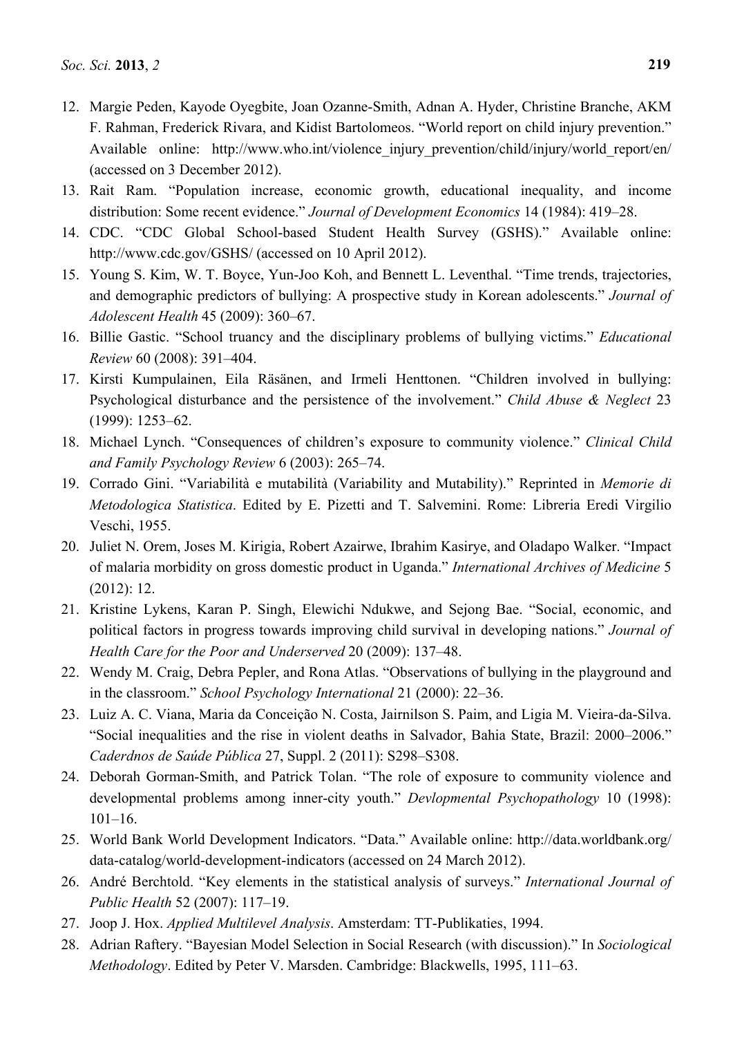12. Margie Peden, Kayode Oyegbite, Joan Ozanne-Smith, Adnan A. Hyder, Christine Branche, AKM F. Rahman, Frederick Rivara, and Kidist Bartolomeos. "World report on child injury prevention." Available online: http://www.who.int/violence_injury_prevention/child/injury/world_report/en/ (accessed on 3 December 2012).
13. Rait Ram. "Population increase, economic growth, educational inequality, and income distribution: Some recent evidence." *Journal of Development Economics* 14 (1984): 419–28.
14. CDC. "CDC Global School-based Student Health Survey (GSHS)." Available online: http://www.cdc.gov/GSHS/ (accessed on 10 April 2012).
15. Young S. Kim, W. T. Boyce, Yun-Joo Koh, and Bennett L. Leventhal. "Time trends, trajectories, and demographic predictors of bullying: A prospective study in Korean adolescents." *Journal of Adolescent Health* 45 (2009): 360–67.
16. Billie Gastic. "School truancy and the disciplinary problems of bullying victims." *Educational Review* 60 (2008): 391–404.
17. Kirsti Kumpulainen, Eila Räsänen, and Irmeli Henttonen. "Children involved in bullying: Psychological disturbance and the persistence of the involvement." *Child Abuse & Neglect* 23 (1999): 1253–62.
18. Michael Lynch. "Consequences of children's exposure to community violence." *Clinical Child and Family Psychology Review* 6 (2003): 265–74.
19. Corrado Gini. "Variabilità e mutabilità (Variability and Mutability)." Reprinted in *Memorie di Metodologica Statistica*. Edited by E. Pizetti and T. Salvemini. Rome: Libreria Eredi Virgilio Veschi, 1955.
20. Juliet N. Orem, Joses M. Kirigia, Robert Azairwe, Ibrahim Kasirye, and Oladapo Walker. "Impact of malaria morbidity on gross domestic product in Uganda." *International Archives of Medicine* 5 (2012): 12.
21. Kristine Lykens, Karan P. Singh, Elewichi Ndukwe, and Sejong Bae. "Social, economic, and political factors in progress towards improving child survival in developing nations." *Journal of Health Care for the Poor and Underserved* 20 (2009): 137–48.
22. Wendy M. Craig, Debra Pepler, and Rona Atlas. "Observations of bullying in the playground and in the classroom." *School Psychology International* 21 (2000): 22–36.
23. Luiz A. C. Viana, Maria da Conceição N. Costa, Jairnilson S. Paim, and Ligia M. Vieira-da-Silva. "Social inequalities and the rise in violent deaths in Salvador, Bahia State, Brazil: 2000–2006." *Caderdnos de Saúde Pública* 27, Suppl. 2 (2011): S298–S308.
24. Deborah Gorman-Smith, and Patrick Tolan. "The role of exposure to community violence and developmental problems among inner-city youth." *Devlopmental Psychopathology* 10 (1998): 101–16.
25. World Bank World Development Indicators. "Data." Available online: http://data.worldbank.org/data-catalog/world-development-indicators (accessed on 24 March 2012).
26. André Berchtold. "Key elements in the statistical analysis of surveys." *International Journal of Public Health* 52 (2007): 117–19.
27. Joop J. Hox. *Applied Multilevel Analysis*. Amsterdam: TT-Publikaties, 1994.
28. Adrian Raftery. "Bayesian Model Selection in Social Research (with discussion)." In *Sociological Methodology*. Edited by Peter V. Marsden. Cambridge: Blackwells, 1995, 111–63.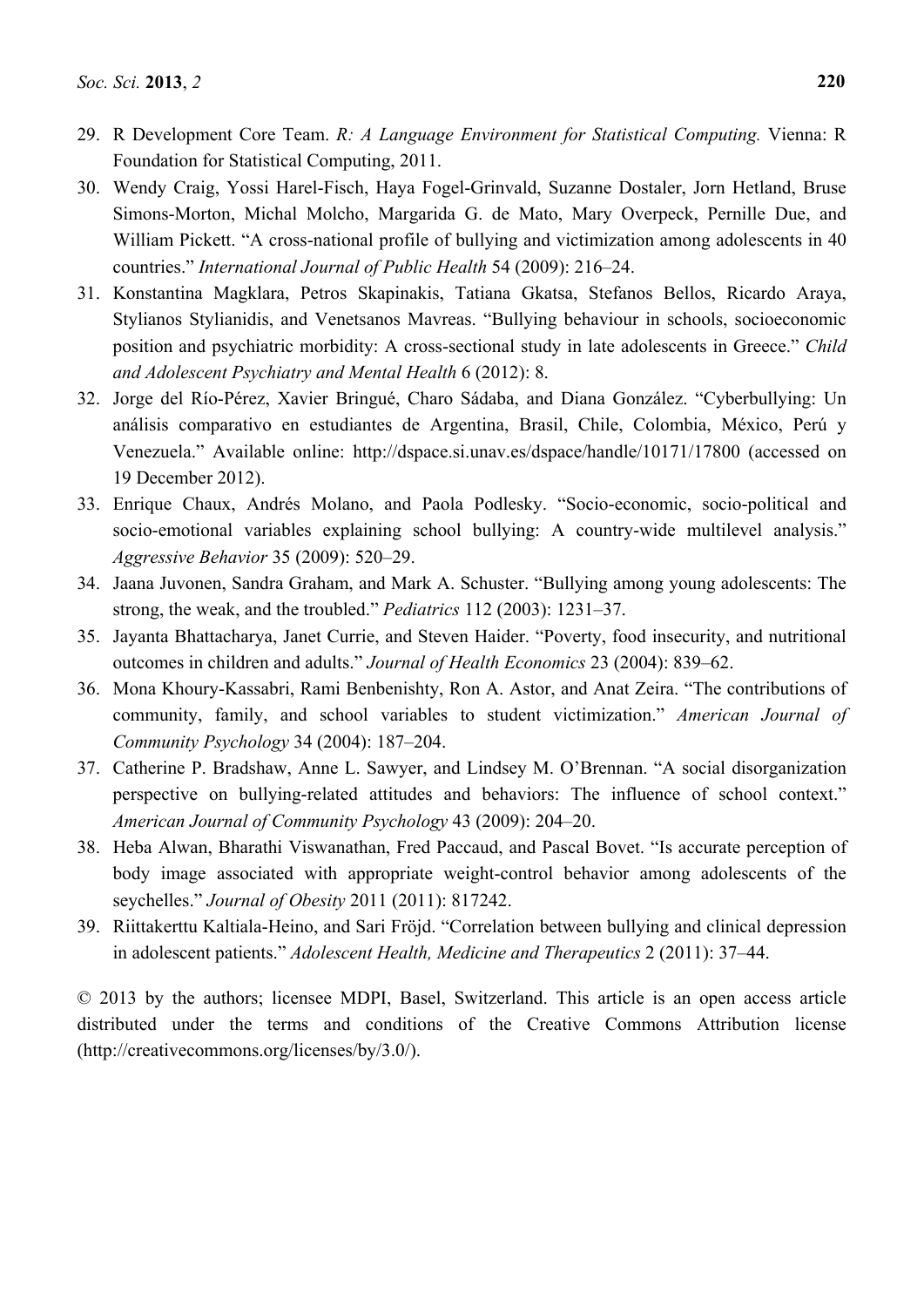29. R Development Core Team. *R: A Language Environment for Statistical Computing.* Vienna: R Foundation for Statistical Computing, 2011.
30. Wendy Craig, Yossi Harel-Fisch, Haya Fogel-Grinvald, Suzanne Dostaler, Jorn Hetland, Bruse Simons-Morton, Michal Molcho, Margarida G. de Mato, Mary Overpeck, Pernille Due, and William Pickett. "A cross-national profile of bullying and victimization among adolescents in 40 countries." *International Journal of Public Health* 54 (2009): 216–24.
31. Konstantina Magklara, Petros Skapinakis, Tatiana Gkatsa, Stefanos Bellos, Ricardo Araya, Stylianos Stylianidis, and Venetsanos Mavreas. "Bullying behaviour in schools, socioeconomic position and psychiatric morbidity: A cross-sectional study in late adolescents in Greece." *Child and Adolescent Psychiatry and Mental Health* 6 (2012): 8.
32. Jorge del Río-Pérez, Xavier Bringué, Charo Sádaba, and Diana González. "Cyberbullying: Un análisis comparativo en estudiantes de Argentina, Brasil, Chile, Colombia, México, Perú y Venezuela." Available online: http://dspace.si.unav.es/dspace/handle/10171/17800 (accessed on 19 December 2012).
33. Enrique Chaux, Andrés Molano, and Paola Podlesky. "Socio-economic, socio-political and socio-emotional variables explaining school bullying: A country-wide multilevel analysis." *Aggressive Behavior* 35 (2009): 520–29.
34. Jaana Juvonen, Sandra Graham, and Mark A. Schuster. "Bullying among young adolescents: The strong, the weak, and the troubled." *Pediatrics* 112 (2003): 1231–37.
35. Jayanta Bhattacharya, Janet Currie, and Steven Haider. "Poverty, food insecurity, and nutritional outcomes in children and adults." *Journal of Health Economics* 23 (2004): 839–62.
36. Mona Khoury-Kassabri, Rami Benbenishty, Ron A. Astor, and Anat Zeira. "The contributions of community, family, and school variables to student victimization." *American Journal of Community Psychology* 34 (2004): 187–204.
37. Catherine P. Bradshaw, Anne L. Sawyer, and Lindsey M. O'Brennan. "A social disorganization perspective on bullying-related attitudes and behaviors: The influence of school context." *American Journal of Community Psychology* 43 (2009): 204–20.
38. Heba Alwan, Bharathi Viswanathan, Fred Paccaud, and Pascal Bovet. "Is accurate perception of body image associated with appropriate weight-control behavior among adolescents of the seychelles." *Journal of Obesity* 2011 (2011): 817242.
39. Riittakerttu Kaltiala-Heino, and Sari Fröjd. "Correlation between bullying and clinical depression in adolescent patients." *Adolescent Health, Medicine and Therapeutics* 2 (2011): 37–44.

© 2013 by the authors; licensee MDPI, Basel, Switzerland. This article is an open access article distributed under the terms and conditions of the Creative Commons Attribution license (http://creativecommons.org/licenses/by/3.0/).